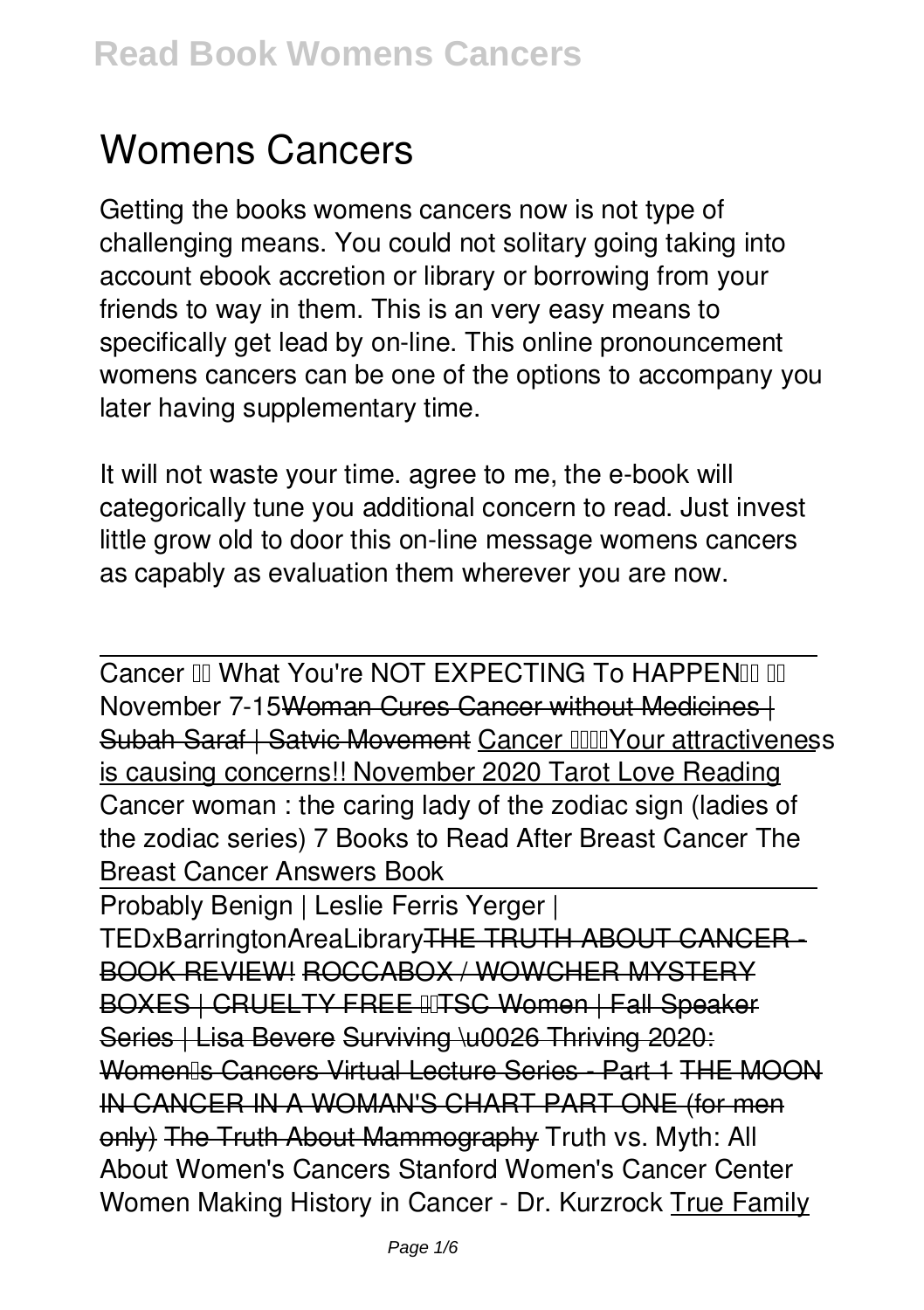# Womens Cancers

Getting the books womens cancers now is not type of challenging means. You could not solitary going taking into account ebook accretion or library or borrowing from your friends to way in them. This is an very easy means to specifically get lead by on-line. This online pronouncement womens cancers can be one of the options to accompany you later having supplementary time.

It will not waste your time. agree to me, the e-book will categorically tune you additional concern to read. Just invest little grow old to door this on-line message womens cancers as capably as evaluation them wherever you are now.

Cancer What You're NOT EXPECTING To HAPPEN November 7-15 Woman Cures Cancer without Medicines | Subah Saraf | Satvic Movement Cancer Your attractiveness is causing concerns!! November 2020 Tarot Love Reading Cancer woman : the caring lady of the zodiac sign (ladies of the zodiac series) 7 Books to Read After Breast Cancer The Breast Cancer Answers Book

Probably Benign | Leslie Ferris Yerger | TEDxBarringtonAreaLibrary THE TRUTH ABOUT CANCER - BOOK REVIEW! ROCCABOX / WOWCHER MYSTERY BOXES | CRUELTY FREE TSC Women | Fall Speaker Series | Lisa Bevere Surviving \u0026 Thriving 2020: Women's Cancers Virtual Lecture Series - Part 1 THE MOON IN CANCER IN A WOMAN'S CHART PART ONE (for men only) The Truth About Mammography Truth vs. Myth: All About Women's Cancers Stanford Women's Cancer Center Women Making History in Cancer - Dr. Kurzrock True Family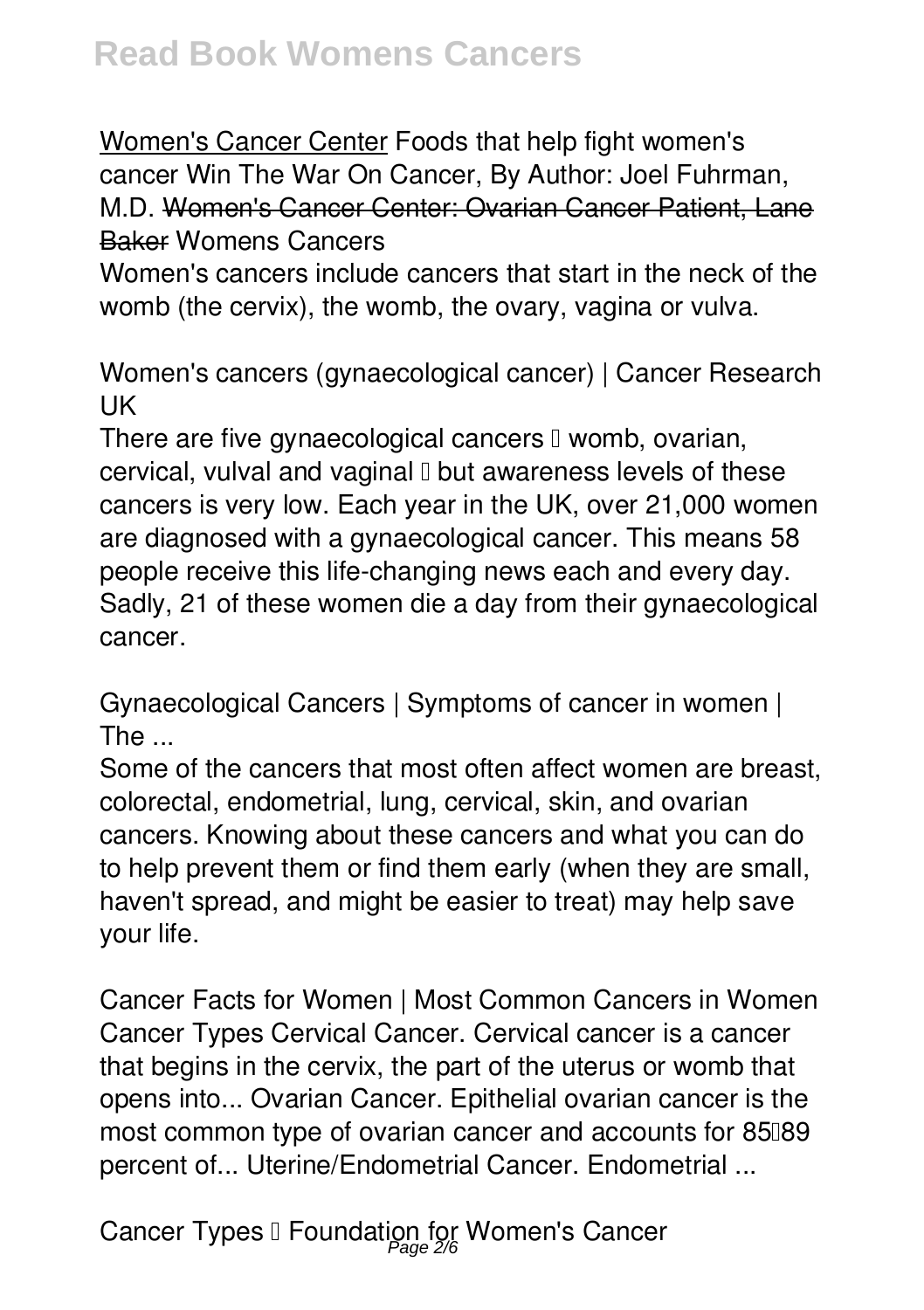Women's Cancer Center Foods that help fight women's cancer Win The War On Cancer, By Author: Joel Fuhrman, M.D. ~~Women's Cancer Center: Ovarian Cancer Patient, Lane Baker~~ Womens Cancers

Women's cancers include cancers that start in the neck of the womb (the cervix), the womb, the ovary, vagina or vulva.

**Women's cancers (gynaecological cancer) | Cancer Research UK**

There are five gynaecological cancers – womb, ovarian, cervical, vulval and vaginal – but awareness levels of these cancers is very low. Each year in the UK, over 21,000 women are diagnosed with a gynaecological cancer. This means 58 people receive this life-changing news each and every day. Sadly, 21 of these women die a day from their gynaecological cancer.

**Gynaecological Cancers | Symptoms of cancer in women | The ...**

Some of the cancers that most often affect women are breast, colorectal, endometrial, lung, cervical, skin, and ovarian cancers. Knowing about these cancers and what you can do to help prevent them or find them early (when they are small, haven't spread, and might be easier to treat) may help save your life.

**Cancer Facts for Women | Most Common Cancers in Women**

Cancer Types Cervical Cancer. Cervical cancer is a cancer that begins in the cervix, the part of the uterus or womb that opens into... Ovarian Cancer. Epithelial ovarian cancer is the most common type of ovarian cancer and accounts for 85–89 percent of... Uterine/Endometrial Cancer. Endometrial ...

**Cancer Types – Foundation for Women's Cancer**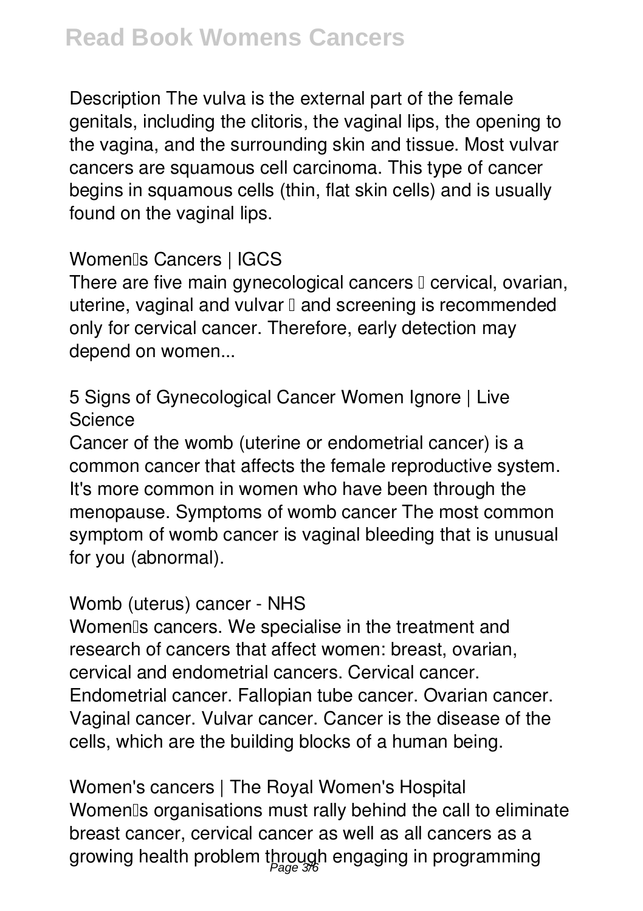Description The vulva is the external part of the female genitals, including the clitoris, the vaginal lips, the opening to the vagina, and the surrounding skin and tissue. Most vulvar cancers are squamous cell carcinoma. This type of cancer begins in squamous cells (thin, flat skin cells) and is usually found on the vaginal lips.

## Women's Cancers | IGCS

There are five main gynecological cancers — cervical, ovarian, uterine, vaginal and vulvar — and screening is recommended only for cervical cancer. Therefore, early detection may depend on women...

## 5 Signs of Gynecological Cancer Women Ignore | Live Science

Cancer of the womb (uterine or endometrial cancer) is a common cancer that affects the female reproductive system. It's more common in women who have been through the menopause. Symptoms of womb cancer The most common symptom of womb cancer is vaginal bleeding that is unusual for you (abnormal).

## Womb (uterus) cancer - NHS

Women's cancers. We specialise in the treatment and research of cancers that affect women: breast, ovarian, cervical and endometrial cancers. Cervical cancer. Endometrial cancer. Fallopian tube cancer. Ovarian cancer. Vaginal cancer. Vulvar cancer. Cancer is the disease of the cells, which are the building blocks of a human being.

## Women's cancers | The Royal Women's Hospital

Women's organisations must rally behind the call to eliminate breast cancer, cervical cancer as well as all cancers as a growing health problem through engaging in programming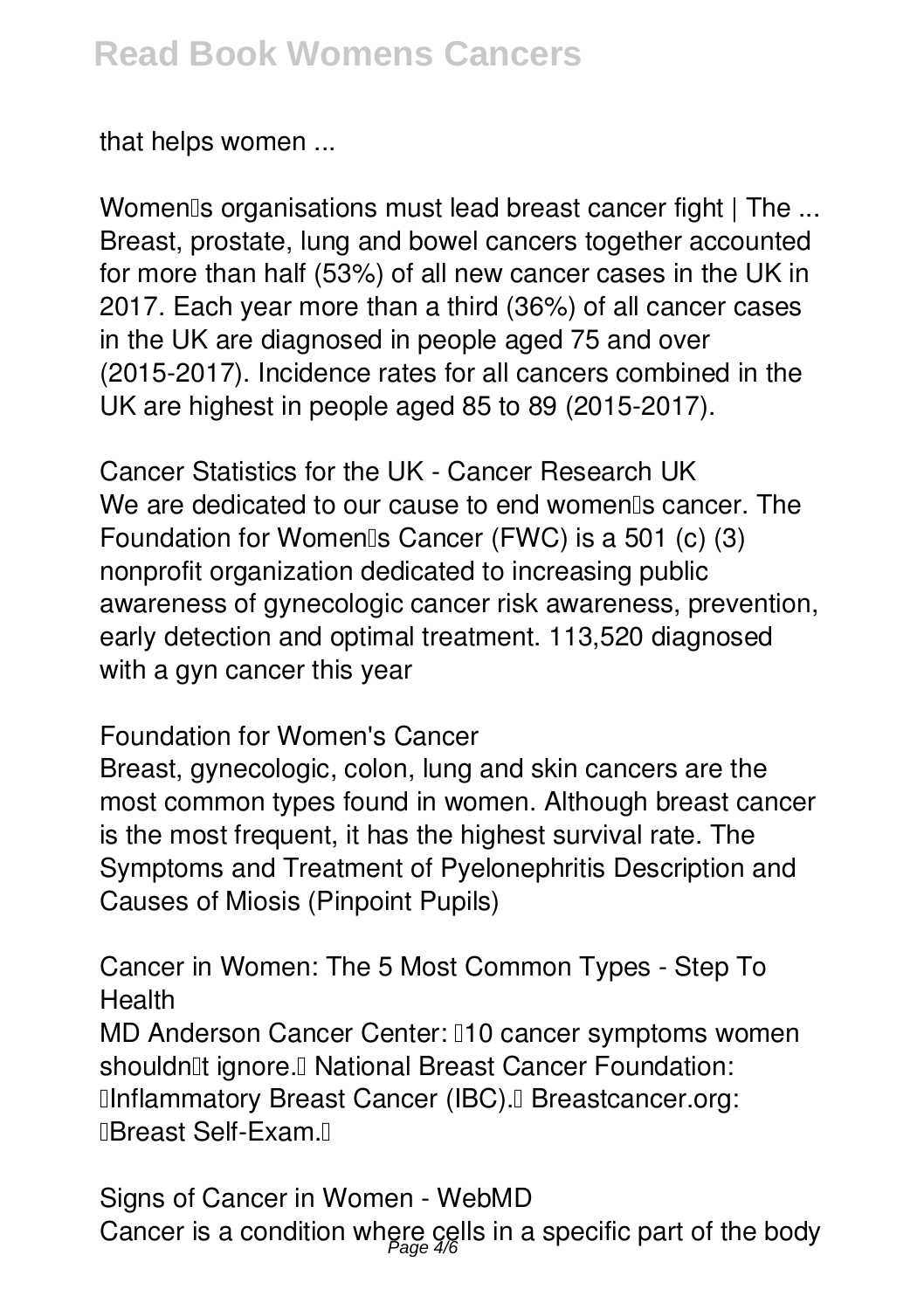that helps women ...

**Women's organisations must lead breast cancer fight | The ...**
Breast, prostate, lung and bowel cancers together accounted for more than half (53%) of all new cancer cases in the UK in 2017. Each year more than a third (36%) of all cancer cases in the UK are diagnosed in people aged 75 and over (2015-2017). Incidence rates for all cancers combined in the UK are highest in people aged 85 to 89 (2015-2017).

**Cancer Statistics for the UK - Cancer Research UK**
We are dedicated to our cause to end women's cancer. The Foundation for Women's Cancer (FWC) is a 501 (c) (3) nonprofit organization dedicated to increasing public awareness of gynecologic cancer risk awareness, prevention, early detection and optimal treatment. 113,520 diagnosed with a gyn cancer this year

**Foundation for Women's Cancer**
Breast, gynecologic, colon, lung and skin cancers are the most common types found in women. Although breast cancer is the most frequent, it has the highest survival rate. The Symptoms and Treatment of Pyelonephritis Description and Causes of Miosis (Pinpoint Pupils)

**Cancer in Women: The 5 Most Common Types - Step To Health**
MD Anderson Cancer Center: "10 cancer symptoms women shouldn't ignore." National Breast Cancer Foundation: "Inflammatory Breast Cancer (IBC)." Breastcancer.org: "Breast Self-Exam."

**Signs of Cancer in Women - WebMD**
Cancer is a condition where cells in a specific part of the body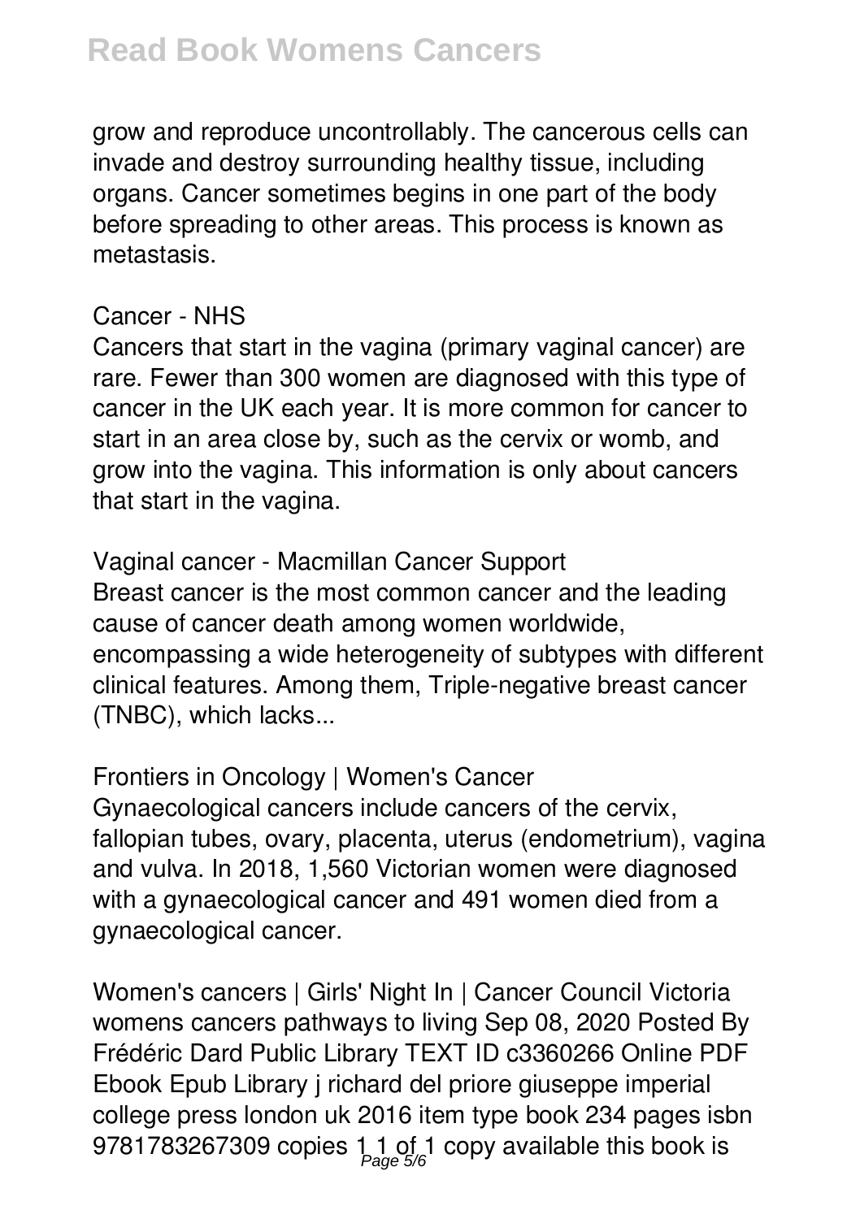grow and reproduce uncontrollably. The cancerous cells can invade and destroy surrounding healthy tissue, including organs. Cancer sometimes begins in one part of the body before spreading to other areas. This process is known as metastasis.

Cancer - NHS

Cancers that start in the vagina (primary vaginal cancer) are rare. Fewer than 300 women are diagnosed with this type of cancer in the UK each year. It is more common for cancer to start in an area close by, such as the cervix or womb, and grow into the vagina. This information is only about cancers that start in the vagina.

Vaginal cancer - Macmillan Cancer Support

Breast cancer is the most common cancer and the leading cause of cancer death among women worldwide, encompassing a wide heterogeneity of subtypes with different clinical features. Among them, Triple-negative breast cancer (TNBC), which lacks...

Frontiers in Oncology | Women's Cancer

Gynaecological cancers include cancers of the cervix, fallopian tubes, ovary, placenta, uterus (endometrium), vagina and vulva. In 2018, 1,560 Victorian women were diagnosed with a gynaecological cancer and 491 women died from a gynaecological cancer.

Women's cancers | Girls' Night In | Cancer Council Victoria

womens cancers pathways to living Sep 08, 2020 Posted By Frédéric Dard Public Library TEXT ID c3360266 Online PDF Ebook Epub Library j richard del priore giuseppe imperial college press london uk 2016 item type book 234 pages isbn 9781783267309 copies 1 1 of 1 copy available this book is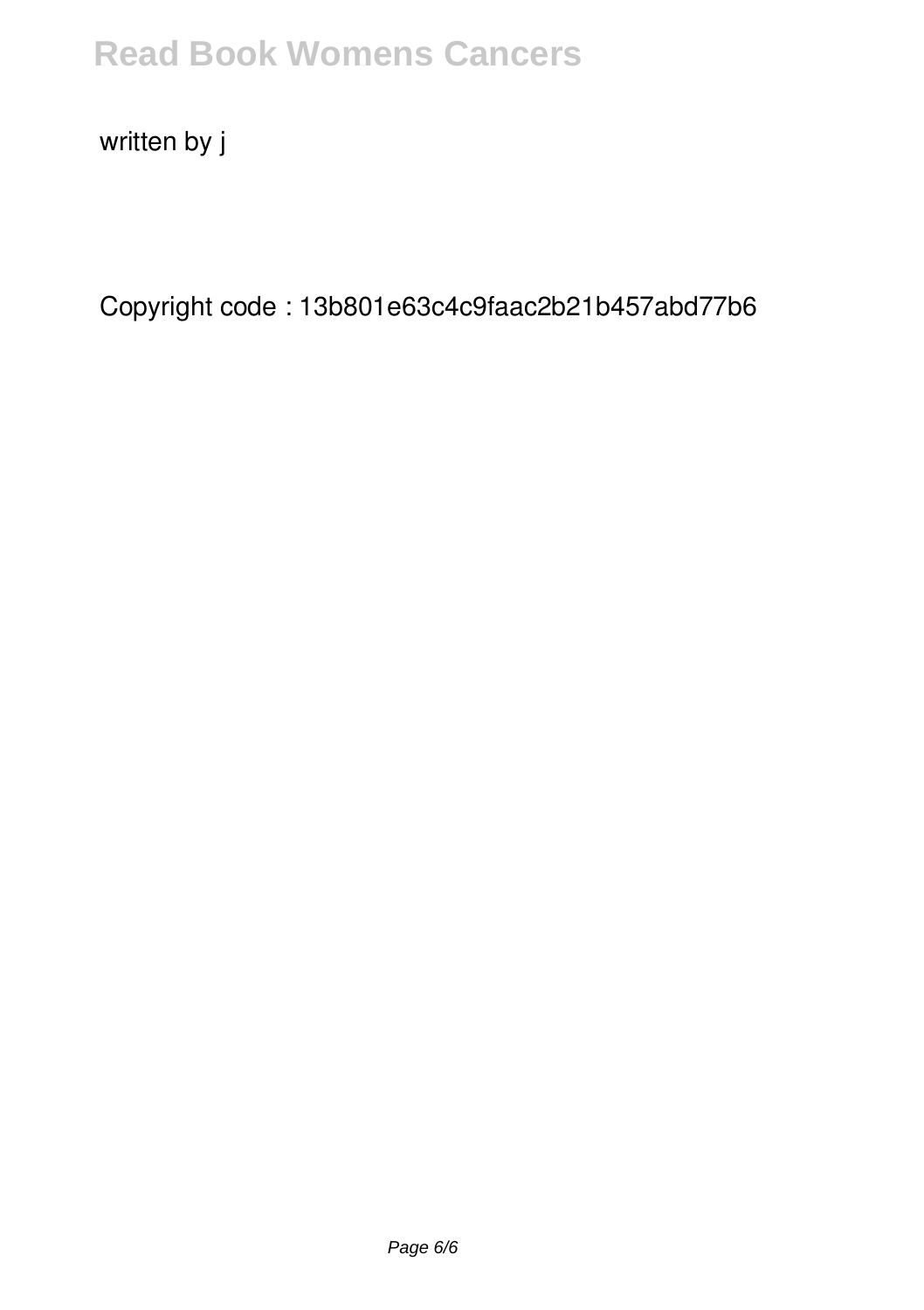written by j

Copyright code : 13b801e63c4c9faac2b21b457abd77b6